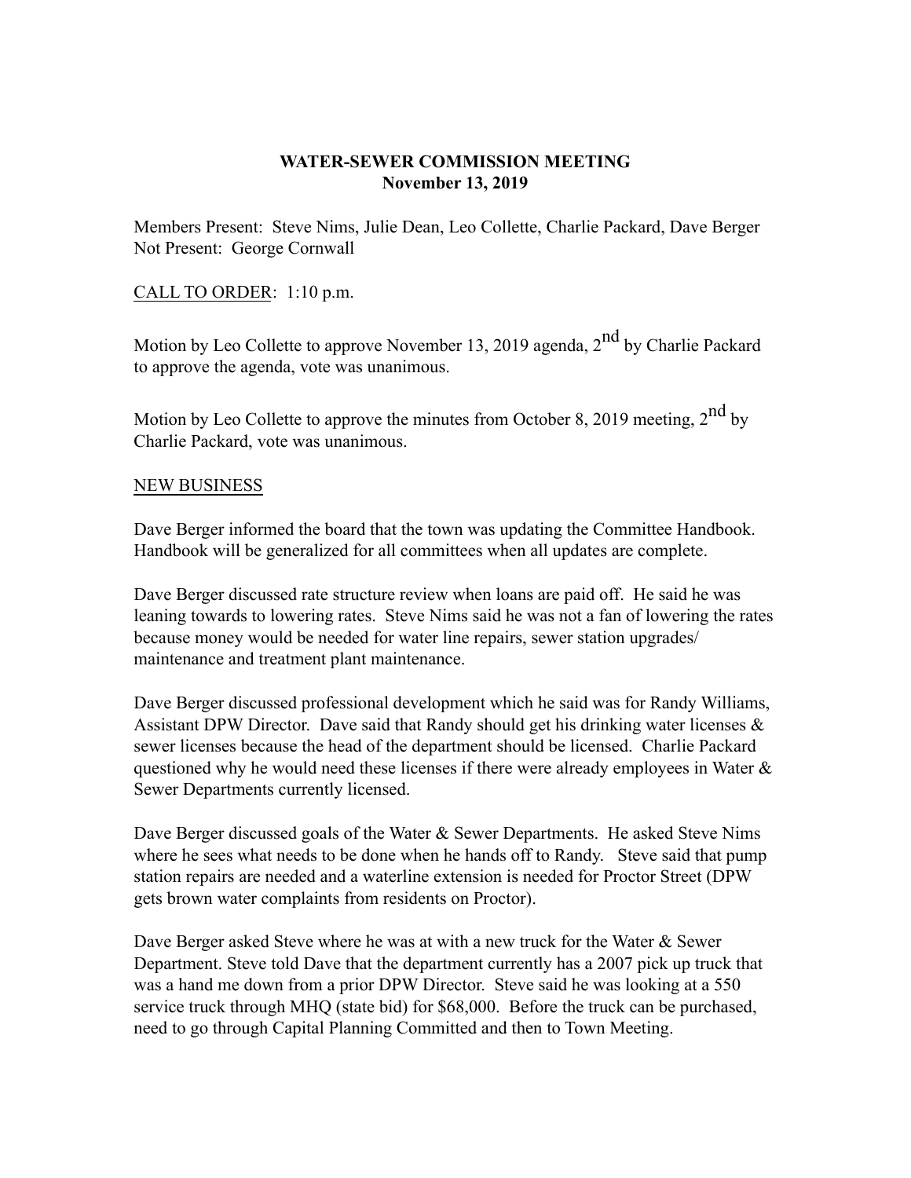**WATER-SEWER COMMISSION MEETING**
**November 13, 2019**

Members Present: Steve Nims, Julie Dean, Leo Collette, Charlie Packard, Dave Berger
Not Present: George Cornwall

CALL TO ORDER: 1:10 p.m.

Motion by Leo Collette to approve November 13, 2019 agenda, 2nd by Charlie Packard to approve the agenda, vote was unanimous.

Motion by Leo Collette to approve the minutes from October 8, 2019 meeting, 2nd by Charlie Packard, vote was unanimous.

NEW BUSINESS

Dave Berger informed the board that the town was updating the Committee Handbook. Handbook will be generalized for all committees when all updates are complete.

Dave Berger discussed rate structure review when loans are paid off. He said he was leaning towards to lowering rates. Steve Nims said he was not a fan of lowering the rates because money would be needed for water line repairs, sewer station upgrades/ maintenance and treatment plant maintenance.

Dave Berger discussed professional development which he said was for Randy Williams, Assistant DPW Director. Dave said that Randy should get his drinking water licenses & sewer licenses because the head of the department should be licensed. Charlie Packard questioned why he would need these licenses if there were already employees in Water & Sewer Departments currently licensed.

Dave Berger discussed goals of the Water & Sewer Departments. He asked Steve Nims where he sees what needs to be done when he hands off to Randy. Steve said that pump station repairs are needed and a waterline extension is needed for Proctor Street (DPW gets brown water complaints from residents on Proctor).

Dave Berger asked Steve where he was at with a new truck for the Water & Sewer Department. Steve told Dave that the department currently has a 2007 pick up truck that was a hand me down from a prior DPW Director. Steve said he was looking at a 550 service truck through MHQ (state bid) for $68,000. Before the truck can be purchased, need to go through Capital Planning Committed and then to Town Meeting.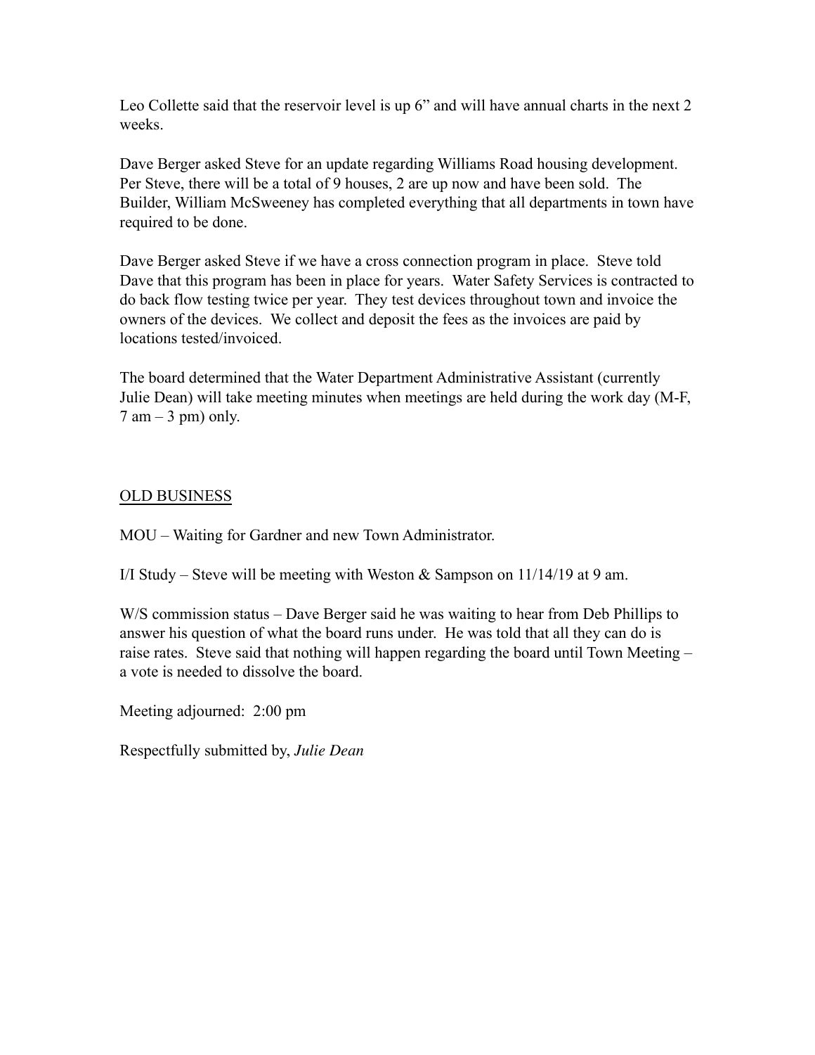Leo Collette said that the reservoir level is up 6" and will have annual charts in the next 2 weeks.

Dave Berger asked Steve for an update regarding Williams Road housing development. Per Steve, there will be a total of 9 houses, 2 are up now and have been sold. The Builder, William McSweeney has completed everything that all departments in town have required to be done.

Dave Berger asked Steve if we have a cross connection program in place. Steve told Dave that this program has been in place for years. Water Safety Services is contracted to do back flow testing twice per year. They test devices throughout town and invoice the owners of the devices. We collect and deposit the fees as the invoices are paid by locations tested/invoiced.

The board determined that the Water Department Administrative Assistant (currently Julie Dean) will take meeting minutes when meetings are held during the work day (M-F, 7 am – 3 pm) only.

<u>OLD BUSINESS</u>

MOU – Waiting for Gardner and new Town Administrator.

I/I Study – Steve will be meeting with Weston & Sampson on 11/14/19 at 9 am.

W/S commission status – Dave Berger said he was waiting to hear from Deb Phillips to answer his question of what the board runs under. He was told that all they can do is raise rates. Steve said that nothing will happen regarding the board until Town Meeting – a vote is needed to dissolve the board.

Meeting adjourned: 2:00 pm

Respectfully submitted by, *Julie Dean*